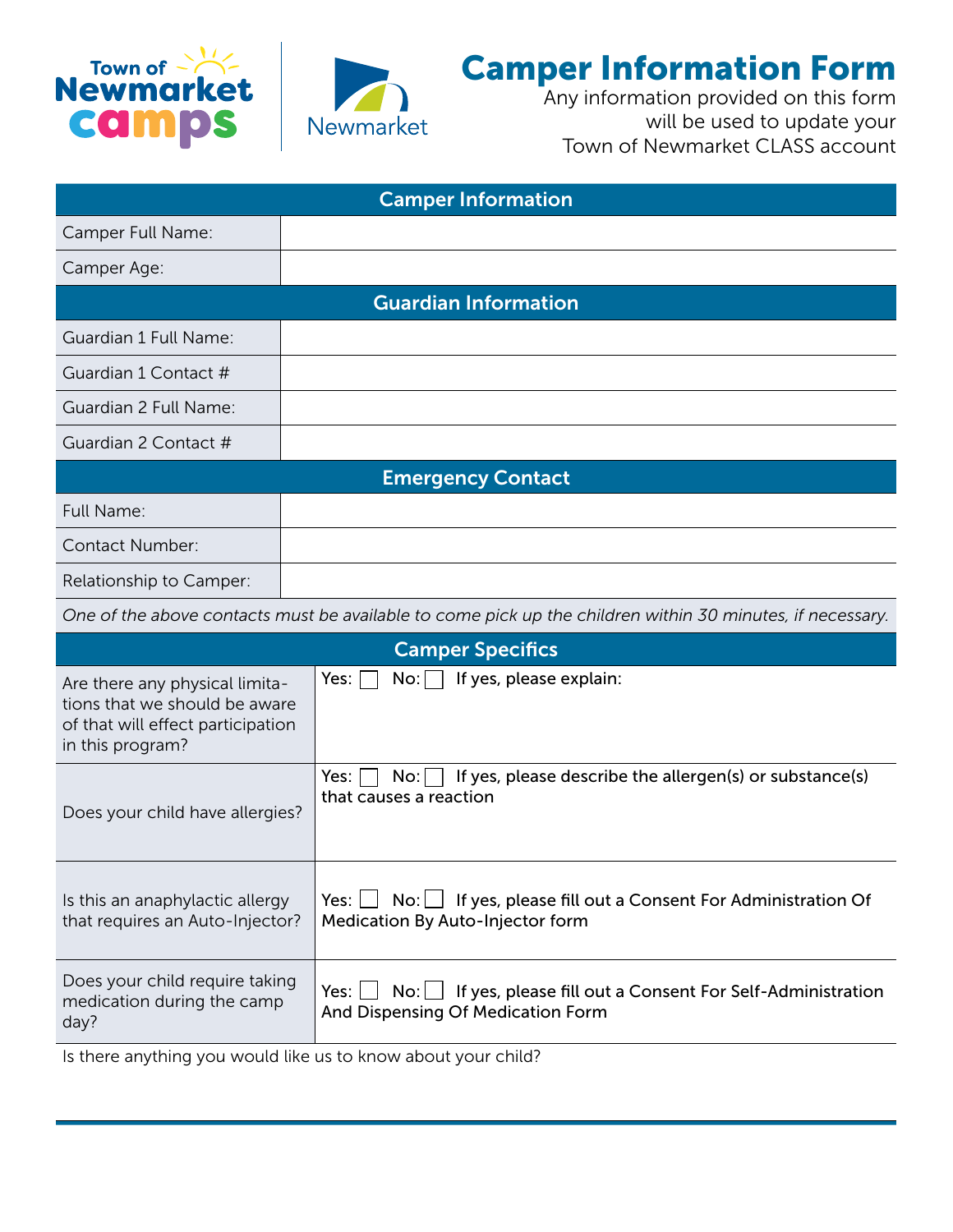Town of Newmarket camps

Newmarket

# Camper Information Form

Any information provided on this form will be used to update your Town of Newmarket CLASS account

| Camper Information | |
|---|---|
| Camper Full Name: | |
| Camper Age: | |

| Guardian Information | |
|---|---|
| Guardian 1 Full Name: | |
| Guardian 1 Contact # | |
| Guardian 2 Full Name: | |
| Guardian 2 Contact # | |

| Emergency Contact | |
|---|---|
| Full Name: | |
| Contact Number: | |
| Relationship to Camper: | |

*One of the above contacts must be available to come pick up the children within 30 minutes, if necessary.*

| Camper Specifics | |
|---|---|
| Are there any physical limitations that we should be aware of that will effect participation in this program? | Yes: ☐ No: ☐ If yes, please explain: |
| Does your child have allergies? | Yes: ☐ No: ☐ If yes, please describe the allergen(s) or substance(s) that causes a reaction |
| Is this an anaphylactic allergy that requires an Auto-Injector? | Yes: ☐ No: ☐ If yes, please fill out a Consent For Administration Of Medication By Auto-Injector form |
| Does your child require taking medication during the camp day? | Yes: ☐ No: ☐ If yes, please fill out a Consent For Self-Administration And Dispensing Of Medication Form |

Is there anything you would like us to know about your child?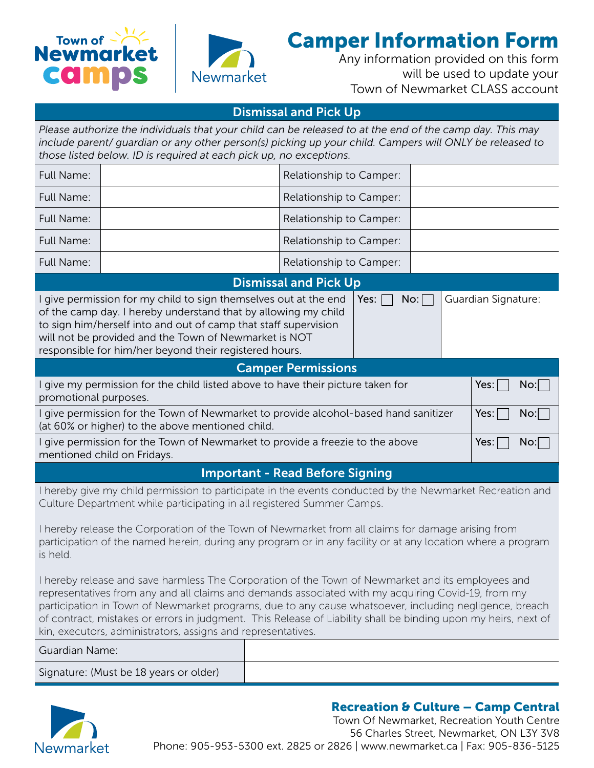Town of Newmarket camps

Newmarket

# Camper Information Form

Any information provided on this form will be used to update your Town of Newmarket CLASS account

## Dismissal and Pick Up

*Please authorize the individuals that your child can be released to at the end of the camp day. This may include parent/ guardian or any other person(s) picking up your child. Campers will ONLY be released to those listed below. ID is required at each pick up, no exceptions.*

| | | | |
|---|---|---|---|
| Full Name: | | Relationship to Camper: | |
| Full Name: | | Relationship to Camper: | |
| Full Name: | | Relationship to Camper: | |
| Full Name: | | Relationship to Camper: | |
| Full Name: | | Relationship to Camper: | |

## Dismissal and Pick Up

| | | |
|---|---|---|
| I give permission for my child to sign themselves out at the end of the camp day. I hereby understand that by allowing my child to sign him/herself into and out of camp that staff supervision will not be provided and the Town of Newmarket is NOT responsible for him/her beyond their registered hours. | Yes: ☐ No: ☐ | Guardian Signature: |

## Camper Permissions

| | |
|---|---|
| I give my permission for the child listed above to have their picture taken for promotional purposes. | Yes: ☐ No: ☐ |
| I give permission for the Town of Newmarket to provide alcohol-based hand sanitizer (at 60% or higher) to the above mentioned child. | Yes: ☐ No: ☐ |
| I give permission for the Town of Newmarket to provide a freezie to the above mentioned child on Fridays. | Yes: ☐ No: ☐ |

## Important - Read Before Signing

I hereby give my child permission to participate in the events conducted by the Newmarket Recreation and Culture Department while participating in all registered Summer Camps.

I hereby release the Corporation of the Town of Newmarket from all claims for damage arising from participation of the named herein, during any program or in any facility or at any location where a program is held.

I hereby release and save harmless The Corporation of the Town of Newmarket and its employees and representatives from any and all claims and demands associated with my acquiring Covid-19, from my participation in Town of Newmarket programs, due to any cause whatsoever, including negligence, breach of contract, mistakes or errors in judgment. This Release of Liability shall be binding upon my heirs, next of kin, executors, administrators, assigns and representatives.

| | |
|---|---|
| Guardian Name: | |
| Signature: (Must be 18 years or older) | |

Newmarket

**Recreation & Culture – Camp Central**

Town Of Newmarket, Recreation Youth Centre
56 Charles Street, Newmarket, ON L3Y 3V8
Phone: 905-953-5300 ext. 2825 or 2826 | www.newmarket.ca | Fax: 905-836-5125